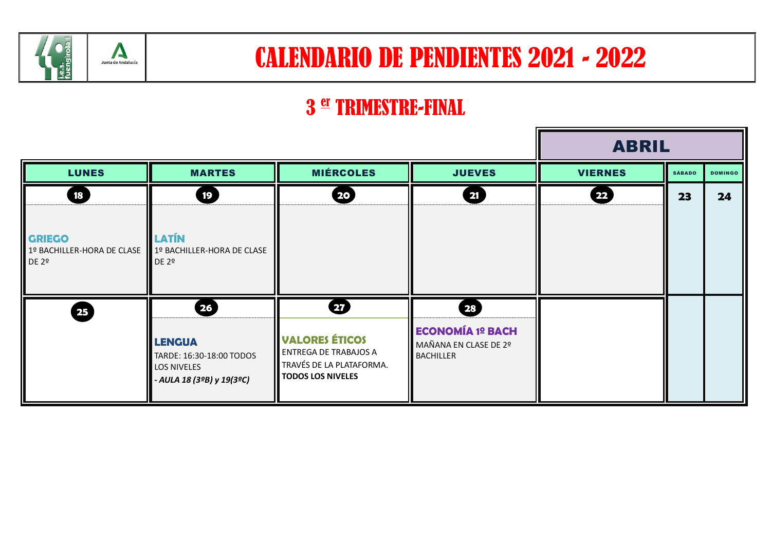# CALENDARIO DE PENDIENTES 2021 - 2022

## 3 er TRIMESTRE-FINAL

| | | | | **ABRIL** | | |
|---|---|---|---|---|---|---|
| **LUNES** | **MARTES** | **MIÉRCOLES** | **JUEVES** | **VIERNES** | **SÁBADO** | **DOMINGO** |
| **18**<br><br>**GRIEGO**<br>1º BACHILLER-HORA DE CLASE DE 2º | **19**<br><br>**LATÍN**<br>1º BACHILLER-HORA DE CLASE DE 2º | **20** | **21** | **22** | **23** | **24** |
| **25** | **26**<br><br>**LENGUA**<br>TARDE: 16:30-18:00 TODOS LOS NIVELES<br>*- AULA 18 (3ºB) y 19(3ºC)* | **27**<br><br>**VALORES ÉTICOS**<br>ENTREGA DE TRABAJOS A TRAVÉS DE LA PLATAFORMA.<br>**TODOS LOS NIVELES** | **28**<br><br>**ECONOMÍA 1º BACH**<br>MAÑANA EN CLASE DE 2º BACHILLER | | | |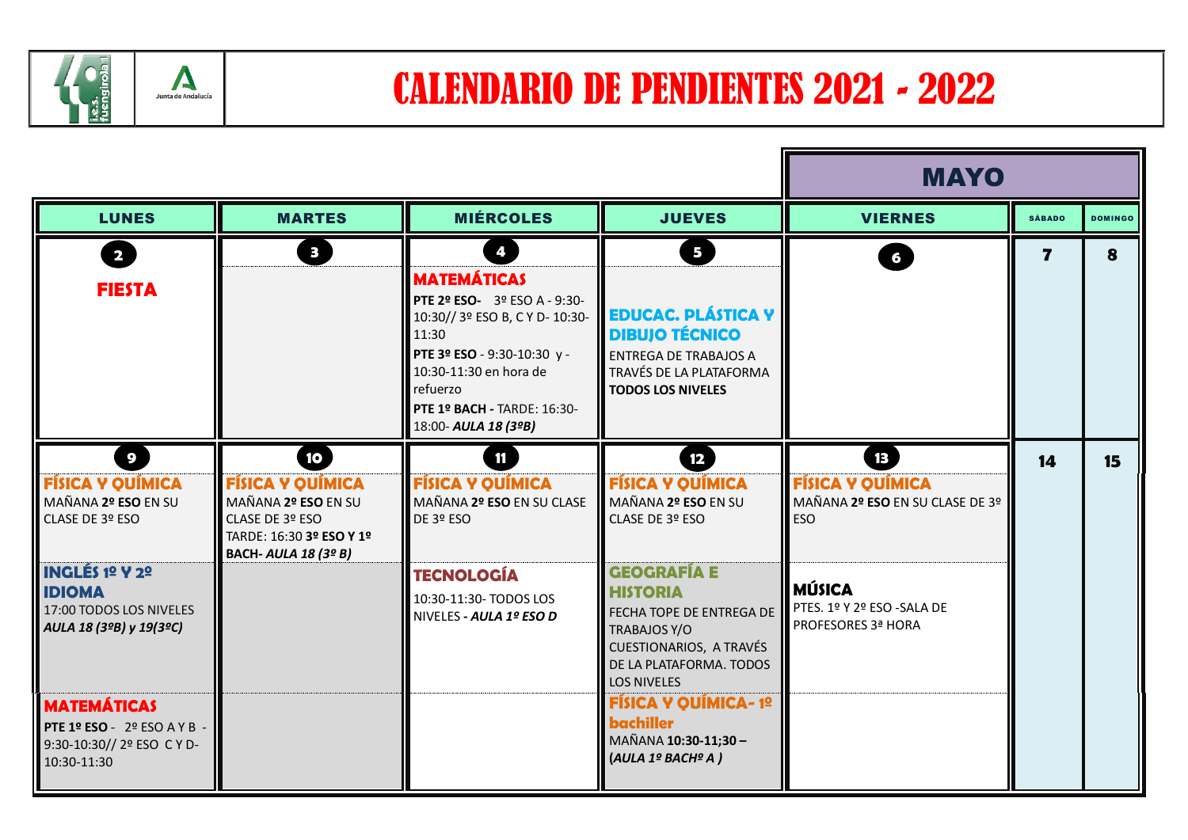# CALENDARIO DE PENDIENTES 2021 - 2022

## MAYO

| LUNES | MARTES | MIÉRCOLES | JUEVES | VIERNES | SÁBADO | DOMINGO |
|---|---|---|---|---|---|---|
| **2**<br>**FIESTA** | **3** | **4**<br>**MATEMÁTICAS**<br>**PTE 2º ESO-** 3º ESO A - 9:30-10:30// 3º ESO B, C Y D- 10:30-11:30<br>**PTE 3º ESO** - 9:30-10:30 y - 10:30-11:30 en hora de refuerzo<br>**PTE 1º BACH -** TARDE: 16:30-18:00- ***AULA 18 (3ºB)*** | **5**<br>**EDUCAC. PLÁSTICA Y DIBUJO TÉCNICO**<br>ENTREGA DE TRABAJOS A TRAVÉS DE LA PLATAFORMA **TODOS LOS NIVELES** | **6** | **7** | **8** |
| **9**<br>**FÍSICA Y QUÍMICA**<br>MAÑANA **2º ESO** EN SU CLASE DE 3º ESO<br>**INGLÉS 1º Y 2º IDIOMA**<br>17:00 TODOS LOS NIVELES<br>***AULA 18 (3ºB) y 19(3ºC)***<br>**MATEMÁTICAS**<br>**PTE 1º ESO** - 2º ESO A Y B - 9:30-10:30// 2º ESO C Y D- 10:30-11:30 | **10**<br>**FÍSICA Y QUÍMICA**<br>MAÑANA **2º ESO** EN SU CLASE DE 3º ESO<br>TARDE: 16:30 **3º ESO Y 1º BACH- *AULA 18 (3º B)*** | **11**<br>**FÍSICA Y QUÍMICA**<br>MAÑANA **2º ESO** EN SU CLASE DE 3º ESO<br>**TECNOLOGÍA**<br>10:30-11:30- TODOS LOS NIVELES - ***AULA 1º ESO D*** | **12**<br>**FÍSICA Y QUÍMICA**<br>MAÑANA **2º ESO** EN SU CLASE DE 3º ESO<br>**GEOGRAFÍA E HISTORIA**<br>FECHA TOPE DE ENTREGA DE TRABAJOS Y/O CUESTIONARIOS, A TRAVÉS DE LA PLATAFORMA. TODOS LOS NIVELES<br>**FÍSICA Y QUÍMICA- 1º bachiller**<br>MAÑANA **10:30-11;30 – *(AULA 1º BACHº A )*** | **13**<br>**FÍSICA Y QUÍMICA**<br>MAÑANA **2º ESO** EN SU CLASE DE 3º ESO<br>**MÚSICA**<br>PTES. 1º Y 2º ESO -SALA DE PROFESORES 3ª HORA | **14** | **15** |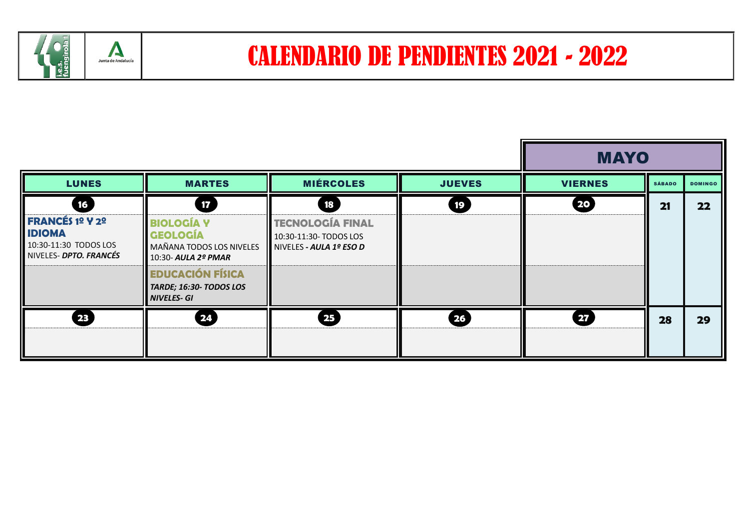# CALENDARIO DE PENDIENTES 2021 - 2022

## MAYO

| LUNES | MARTES | MIÉRCOLES | JUEVES | VIERNES | SÁBADO | DOMINGO |
|---|---|---|---|---|---|---|
| 16 | 17 | 18 | 19 | 20 | 21 | 22 |
| **FRANCÉS 1º Y 2º IDIOMA** 10:30-11:30 TODOS LOS NIVELES- ***DPTO. FRANCÉS*** | **BIOLOGÍA Y GEOLOGÍA** MAÑANA TODOS LOS NIVELES 10:30- ***AULA 2º PMAR*** | **TECNOLOGÍA FINAL** 10:30-11:30- TODOS LOS NIVELES - ***AULA 1º ESO D*** | | | | |
| | **EDUCACIÓN FÍSICA** ***TARDE; 16:30- TODOS LOS NIVELES- GI*** | | | | | |
| 23 | 24 | 25 | 26 | 27 | 28 | 29 |
| | | | | | | |